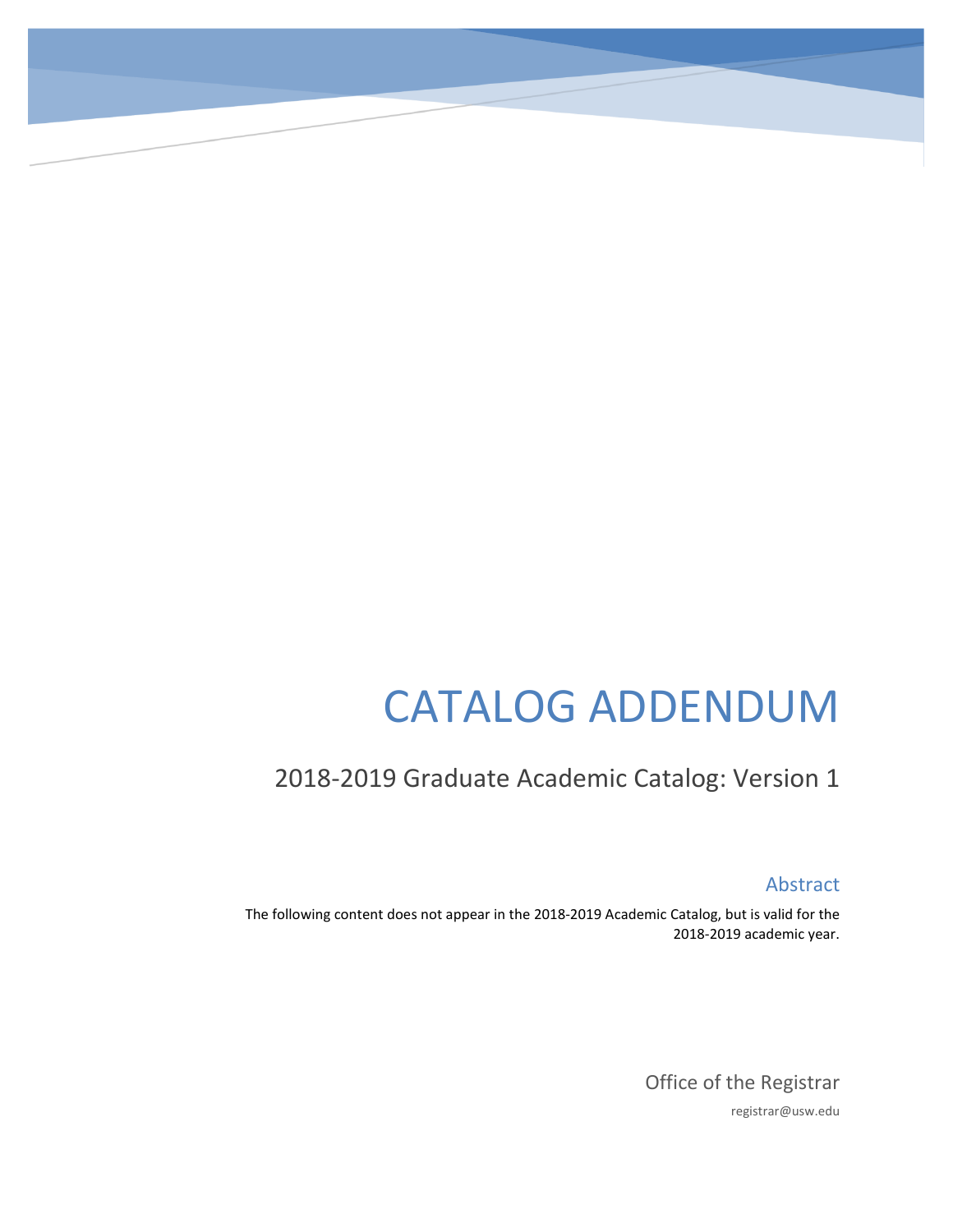# CATALOG ADDENDUM

## 2018-2019 Graduate Academic Catalog: Version 1

### Abstract

The following content does not appear in the 2018-2019 Academic Catalog, but is valid for the 2018-2019 academic year.

Office of the Registrar

registrar@usw.edu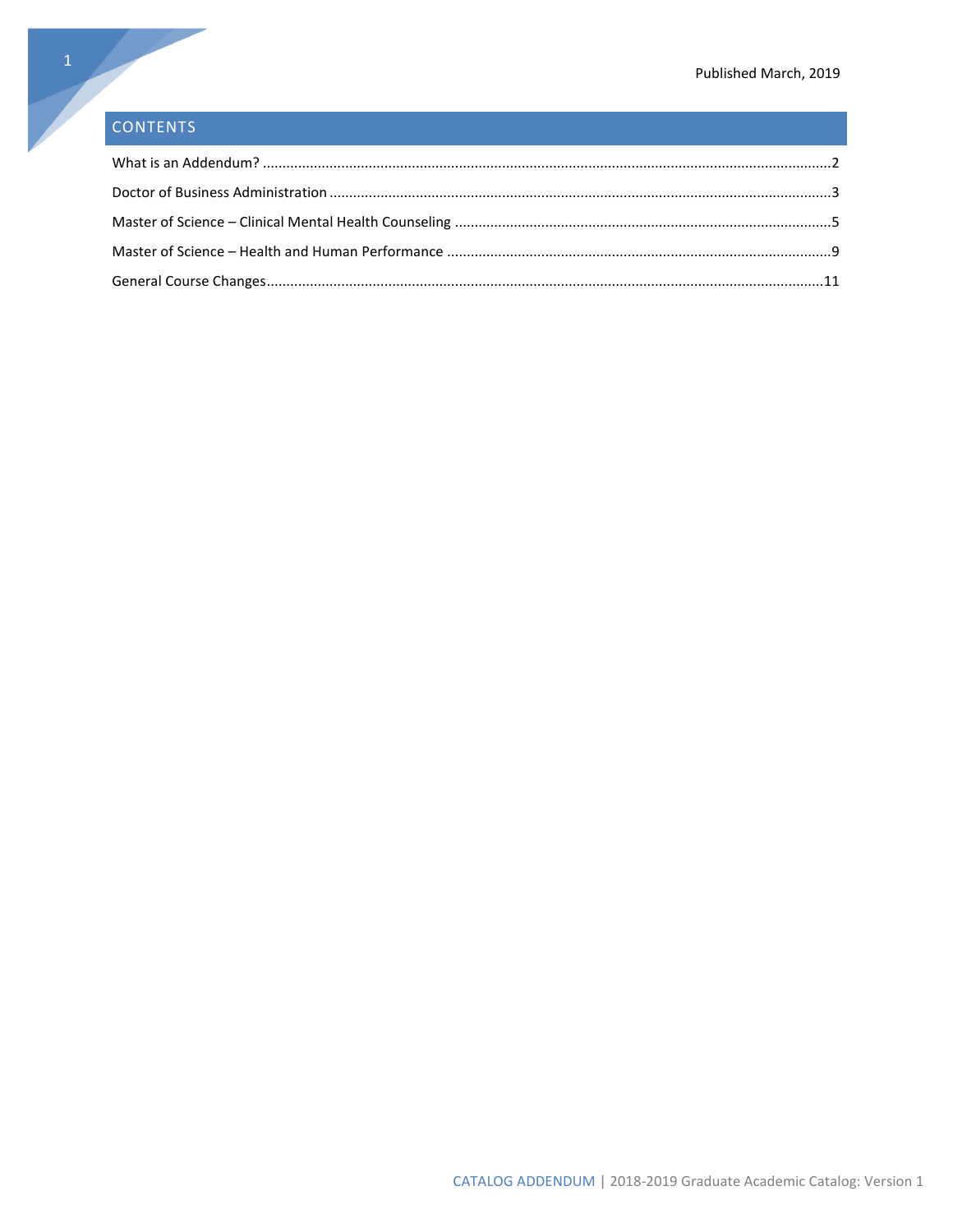Published March, 2019

## CONTENTS

What is an Addendum? ....................................................................................................................................2

Doctor of Business Administration ....................................................................................................................3

Master of Science – Clinical Mental Health Counseling ....................................................................................5

Master of Science – Health and Human Performance ......................................................................................9

General Course Changes...................................................................................................................................11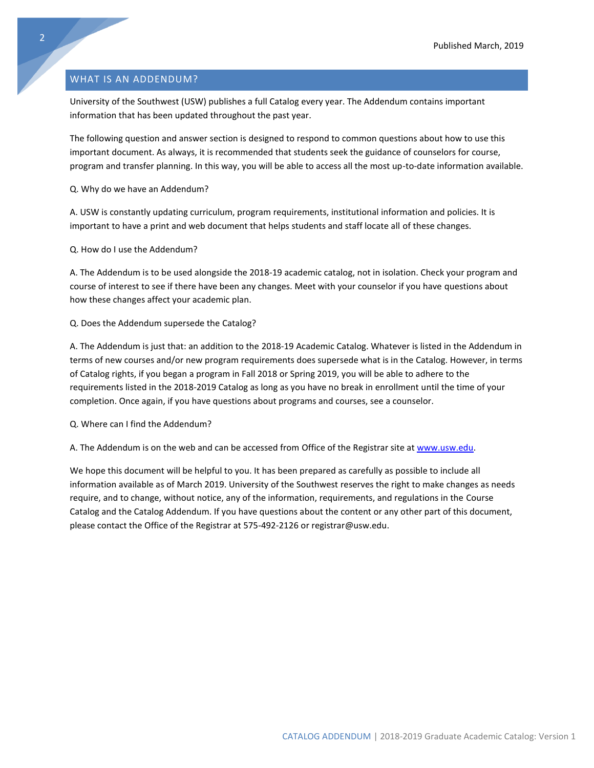Published March, 2019

## WHAT IS AN ADDENDUM?

University of the Southwest (USW) publishes a full Catalog every year. The Addendum contains important information that has been updated throughout the past year.

The following question and answer section is designed to respond to common questions about how to use this important document. As always, it is recommended that students seek the guidance of counselors for course, program and transfer planning. In this way, you will be able to access all the most up-to-date information available.

Q. Why do we have an Addendum?

A. USW is constantly updating curriculum, program requirements, institutional information and policies. It is important to have a print and web document that helps students and staff locate all of these changes.

Q. How do I use the Addendum?

A. The Addendum is to be used alongside the 2018-19 academic catalog, not in isolation. Check your program and course of interest to see if there have been any changes. Meet with your counselor if you have questions about how these changes affect your academic plan.

Q. Does the Addendum supersede the Catalog?

A. The Addendum is just that: an addition to the 2018-19 Academic Catalog. Whatever is listed in the Addendum in terms of new courses and/or new program requirements does supersede what is in the Catalog. However, in terms of Catalog rights, if you began a program in Fall 2018 or Spring 2019, you will be able to adhere to the requirements listed in the 2018-2019 Catalog as long as you have no break in enrollment until the time of your completion. Once again, if you have questions about programs and courses, see a counselor.

Q. Where can I find the Addendum?

A. The Addendum is on the web and can be accessed from Office of the Registrar site at [www.usw.edu](http://www.usw.edu).

We hope this document will be helpful to you. It has been prepared as carefully as possible to include all information available as of March 2019. University of the Southwest reserves the right to make changes as needs require, and to change, without notice, any of the information, requirements, and regulations in the Course Catalog and the Catalog Addendum. If you have questions about the content or any other part of this document, please contact the Office of the Registrar at 575-492-2126 or registrar@usw.edu.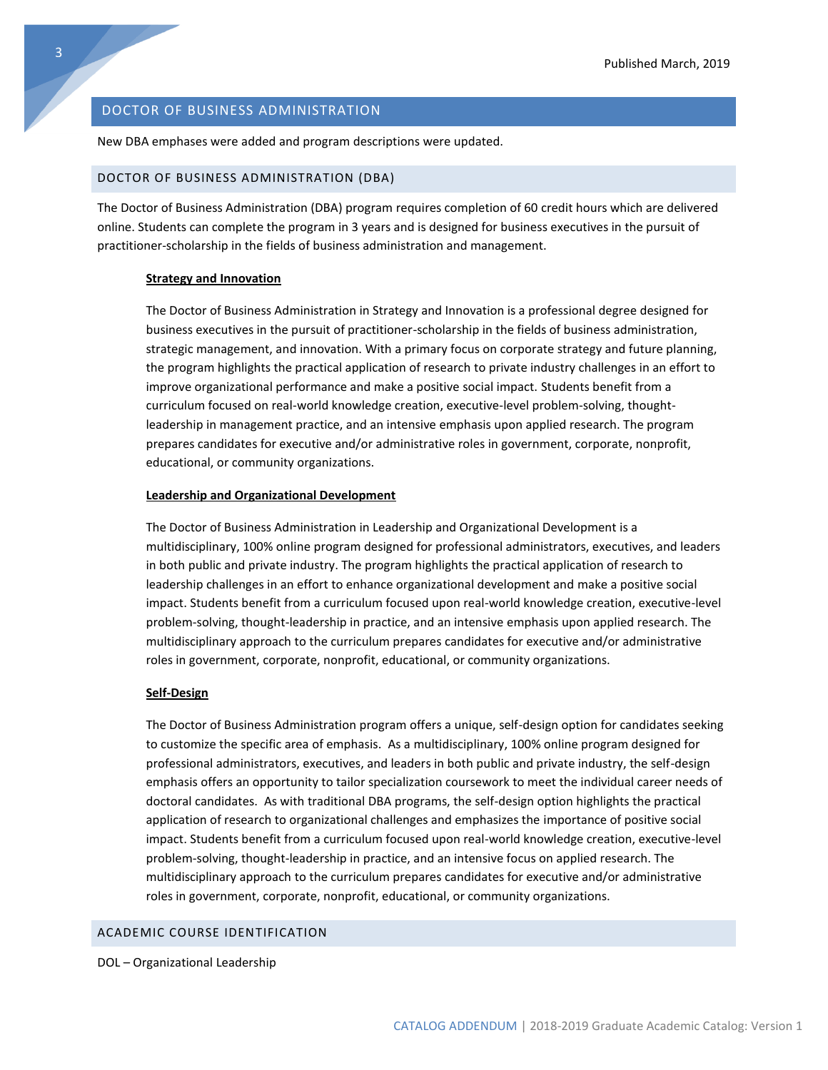## DOCTOR OF BUSINESS ADMINISTRATION

New DBA emphases were added and program descriptions were updated.

### DOCTOR OF BUSINESS ADMINISTRATION (DBA)

The Doctor of Business Administration (DBA) program requires completion of 60 credit hours which are delivered online. Students can complete the program in 3 years and is designed for business executives in the pursuit of practitioner-scholarship in the fields of business administration and management.

#### Strategy and Innovation

The Doctor of Business Administration in Strategy and Innovation is a professional degree designed for business executives in the pursuit of practitioner-scholarship in the fields of business administration, strategic management, and innovation. With a primary focus on corporate strategy and future planning, the program highlights the practical application of research to private industry challenges in an effort to improve organizational performance and make a positive social impact. Students benefit from a curriculum focused on real-world knowledge creation, executive-level problem-solving, thought-leadership in management practice, and an intensive emphasis upon applied research. The program prepares candidates for executive and/or administrative roles in government, corporate, nonprofit, educational, or community organizations.

#### Leadership and Organizational Development

The Doctor of Business Administration in Leadership and Organizational Development is a multidisciplinary, 100% online program designed for professional administrators, executives, and leaders in both public and private industry. The program highlights the practical application of research to leadership challenges in an effort to enhance organizational development and make a positive social impact. Students benefit from a curriculum focused upon real-world knowledge creation, executive-level problem-solving, thought-leadership in practice, and an intensive emphasis upon applied research. The multidisciplinary approach to the curriculum prepares candidates for executive and/or administrative roles in government, corporate, nonprofit, educational, or community organizations.

#### Self-Design

The Doctor of Business Administration program offers a unique, self-design option for candidates seeking to customize the specific area of emphasis. As a multidisciplinary, 100% online program designed for professional administrators, executives, and leaders in both public and private industry, the self-design emphasis offers an opportunity to tailor specialization coursework to meet the individual career needs of doctoral candidates. As with traditional DBA programs, the self-design option highlights the practical application of research to organizational challenges and emphasizes the importance of positive social impact. Students benefit from a curriculum focused upon real-world knowledge creation, executive-level problem-solving, thought-leadership in practice, and an intensive focus on applied research. The multidisciplinary approach to the curriculum prepares candidates for executive and/or administrative roles in government, corporate, nonprofit, educational, or community organizations.

### ACADEMIC COURSE IDENTIFICATION

DOL – Organizational Leadership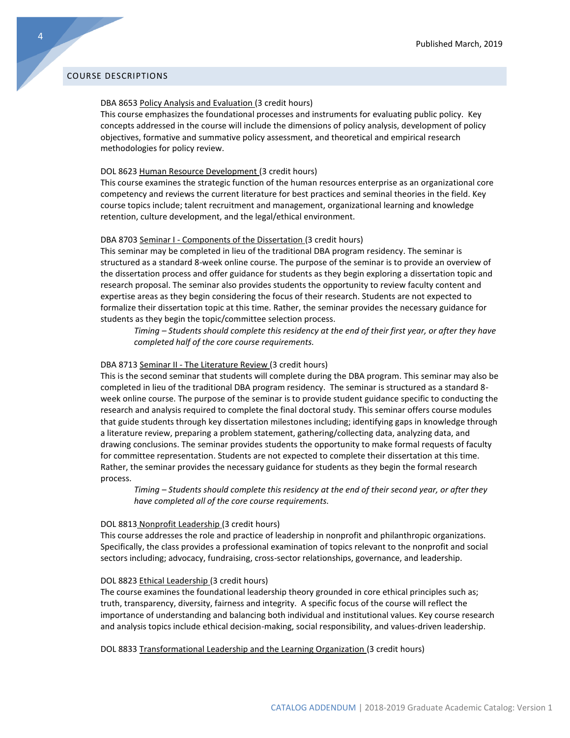## COURSE DESCRIPTIONS

DBA 8653 Policy Analysis and Evaluation (3 credit hours)
This course emphasizes the foundational processes and instruments for evaluating public policy. Key concepts addressed in the course will include the dimensions of policy analysis, development of policy objectives, formative and summative policy assessment, and theoretical and empirical research methodologies for policy review.

DOL 8623 Human Resource Development (3 credit hours)
This course examines the strategic function of the human resources enterprise as an organizational core competency and reviews the current literature for best practices and seminal theories in the field. Key course topics include; talent recruitment and management, organizational learning and knowledge retention, culture development, and the legal/ethical environment.

DBA 8703 Seminar I - Components of the Dissertation (3 credit hours)
This seminar may be completed in lieu of the traditional DBA program residency. The seminar is structured as a standard 8-week online course. The purpose of the seminar is to provide an overview of the dissertation process and offer guidance for students as they begin exploring a dissertation topic and research proposal. The seminar also provides students the opportunity to review faculty content and expertise areas as they begin considering the focus of their research. Students are not expected to formalize their dissertation topic at this time. Rather, the seminar provides the necessary guidance for students as they begin the topic/committee selection process.

*Timing – Students should complete this residency at the end of their first year, or after they have completed half of the core course requirements.*

DBA 8713 Seminar II - The Literature Review (3 credit hours)
This is the second seminar that students will complete during the DBA program. This seminar may also be completed in lieu of the traditional DBA program residency. The seminar is structured as a standard 8-week online course. The purpose of the seminar is to provide student guidance specific to conducting the research and analysis required to complete the final doctoral study. This seminar offers course modules that guide students through key dissertation milestones including; identifying gaps in knowledge through a literature review, preparing a problem statement, gathering/collecting data, analyzing data, and drawing conclusions. The seminar provides students the opportunity to make formal requests of faculty for committee representation. Students are not expected to complete their dissertation at this time. Rather, the seminar provides the necessary guidance for students as they begin the formal research process.

*Timing – Students should complete this residency at the end of their second year, or after they have completed all of the core course requirements.*

DOL 8813 Nonprofit Leadership (3 credit hours)
This course addresses the role and practice of leadership in nonprofit and philanthropic organizations. Specifically, the class provides a professional examination of topics relevant to the nonprofit and social sectors including; advocacy, fundraising, cross-sector relationships, governance, and leadership.

DOL 8823 Ethical Leadership (3 credit hours)
The course examines the foundational leadership theory grounded in core ethical principles such as; truth, transparency, diversity, fairness and integrity. A specific focus of the course will reflect the importance of understanding and balancing both individual and institutional values. Key course research and analysis topics include ethical decision-making, social responsibility, and values-driven leadership.

DOL 8833 Transformational Leadership and the Learning Organization (3 credit hours)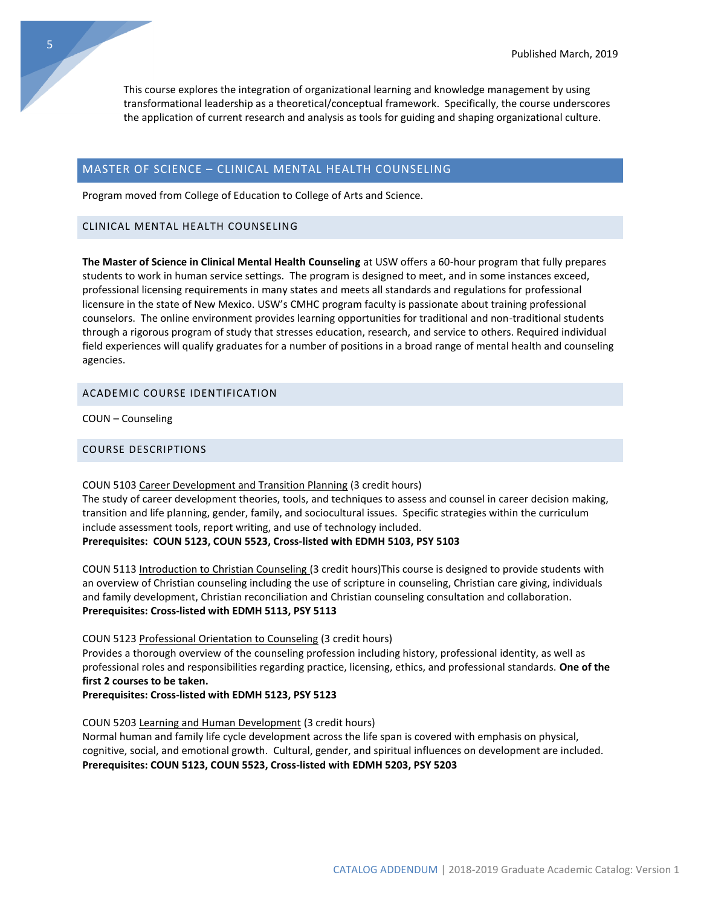This course explores the integration of organizational learning and knowledge management by using transformational leadership as a theoretical/conceptual framework. Specifically, the course underscores the application of current research and analysis as tools for guiding and shaping organizational culture.

## MASTER OF SCIENCE – CLINICAL MENTAL HEALTH COUNSELING

Program moved from College of Education to College of Arts and Science.

### CLINICAL MENTAL HEALTH COUNSELING

**The Master of Science in Clinical Mental Health Counseling** at USW offers a 60-hour program that fully prepares students to work in human service settings. The program is designed to meet, and in some instances exceed, professional licensing requirements in many states and meets all standards and regulations for professional licensure in the state of New Mexico. USW's CMHC program faculty is passionate about training professional counselors. The online environment provides learning opportunities for traditional and non-traditional students through a rigorous program of study that stresses education, research, and service to others. Required individual field experiences will qualify graduates for a number of positions in a broad range of mental health and counseling agencies.

### ACADEMIC COURSE IDENTIFICATION

COUN – Counseling

### COURSE DESCRIPTIONS

COUN 5103 Career Development and Transition Planning (3 credit hours)
The study of career development theories, tools, and techniques to assess and counsel in career decision making, transition and life planning, gender, family, and sociocultural issues. Specific strategies within the curriculum include assessment tools, report writing, and use of technology included.
**Prerequisites: COUN 5123, COUN 5523, Cross-listed with EDMH 5103, PSY 5103**

COUN 5113 Introduction to Christian Counseling (3 credit hours)This course is designed to provide students with an overview of Christian counseling including the use of scripture in counseling, Christian care giving, individuals and family development, Christian reconciliation and Christian counseling consultation and collaboration.
**Prerequisites: Cross-listed with EDMH 5113, PSY 5113**

COUN 5123 Professional Orientation to Counseling (3 credit hours)
Provides a thorough overview of the counseling profession including history, professional identity, as well as professional roles and responsibilities regarding practice, licensing, ethics, and professional standards. **One of the first 2 courses to be taken.**
**Prerequisites: Cross-listed with EDMH 5123, PSY 5123**

COUN 5203 Learning and Human Development (3 credit hours)
Normal human and family life cycle development across the life span is covered with emphasis on physical, cognitive, social, and emotional growth. Cultural, gender, and spiritual influences on development are included.
**Prerequisites: COUN 5123, COUN 5523, Cross-listed with EDMH 5203, PSY 5203**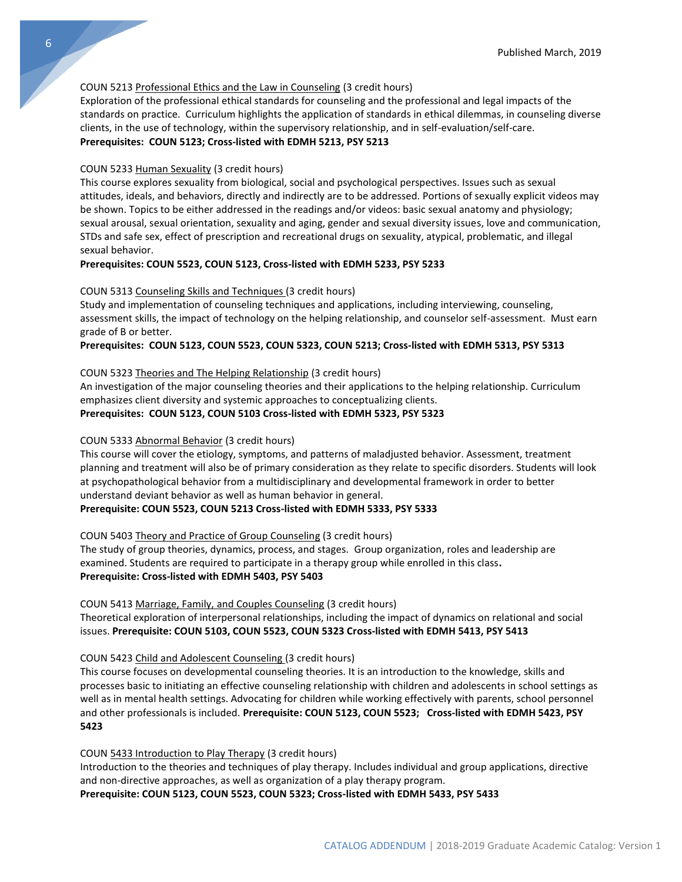COUN 5213 Professional Ethics and the Law in Counseling (3 credit hours)
Exploration of the professional ethical standards for counseling and the professional and legal impacts of the standards on practice. Curriculum highlights the application of standards in ethical dilemmas, in counseling diverse clients, in the use of technology, within the supervisory relationship, and in self-evaluation/self-care.
**Prerequisites: COUN 5123; Cross-listed with EDMH 5213, PSY 5213**

COUN 5233 Human Sexuality (3 credit hours)
This course explores sexuality from biological, social and psychological perspectives. Issues such as sexual attitudes, ideals, and behaviors, directly and indirectly are to be addressed. Portions of sexually explicit videos may be shown. Topics to be either addressed in the readings and/or videos: basic sexual anatomy and physiology; sexual arousal, sexual orientation, sexuality and aging, gender and sexual diversity issues, love and communication, STDs and safe sex, effect of prescription and recreational drugs on sexuality, atypical, problematic, and illegal sexual behavior.
**Prerequisites: COUN 5523, COUN 5123, Cross-listed with EDMH 5233, PSY 5233**

COUN 5313 Counseling Skills and Techniques (3 credit hours)
Study and implementation of counseling techniques and applications, including interviewing, counseling, assessment skills, the impact of technology on the helping relationship, and counselor self-assessment. Must earn grade of B or better.
**Prerequisites: COUN 5123, COUN 5523, COUN 5323, COUN 5213; Cross-listed with EDMH 5313, PSY 5313**

COUN 5323 Theories and The Helping Relationship (3 credit hours)
An investigation of the major counseling theories and their applications to the helping relationship. Curriculum emphasizes client diversity and systemic approaches to conceptualizing clients.
**Prerequisites: COUN 5123, COUN 5103 Cross-listed with EDMH 5323, PSY 5323**

COUN 5333 Abnormal Behavior (3 credit hours)
This course will cover the etiology, symptoms, and patterns of maladjusted behavior. Assessment, treatment planning and treatment will also be of primary consideration as they relate to specific disorders. Students will look at psychopathological behavior from a multidisciplinary and developmental framework in order to better understand deviant behavior as well as human behavior in general.
**Prerequisite: COUN 5523, COUN 5213 Cross-listed with EDMH 5333, PSY 5333**

COUN 5403 Theory and Practice of Group Counseling (3 credit hours)
The study of group theories, dynamics, process, and stages. Group organization, roles and leadership are examined. Students are required to participate in a therapy group while enrolled in this class**.**
**Prerequisite: Cross-listed with EDMH 5403, PSY 5403**

COUN 5413 Marriage, Family, and Couples Counseling (3 credit hours)
Theoretical exploration of interpersonal relationships, including the impact of dynamics on relational and social issues. **Prerequisite: COUN 5103, COUN 5523, COUN 5323 Cross-listed with EDMH 5413, PSY 5413**

COUN 5423 Child and Adolescent Counseling (3 credit hours)
This course focuses on developmental counseling theories. It is an introduction to the knowledge, skills and processes basic to initiating an effective counseling relationship with children and adolescents in school settings as well as in mental health settings. Advocating for children while working effectively with parents, school personnel and other professionals is included. **Prerequisite: COUN 5123, COUN 5523; Cross-listed with EDMH 5423, PSY 5423**

COUN 5433 Introduction to Play Therapy (3 credit hours)
Introduction to the theories and techniques of play therapy. Includes individual and group applications, directive and non-directive approaches, as well as organization of a play therapy program.
**Prerequisite: COUN 5123, COUN 5523, COUN 5323; Cross-listed with EDMH 5433, PSY 5433**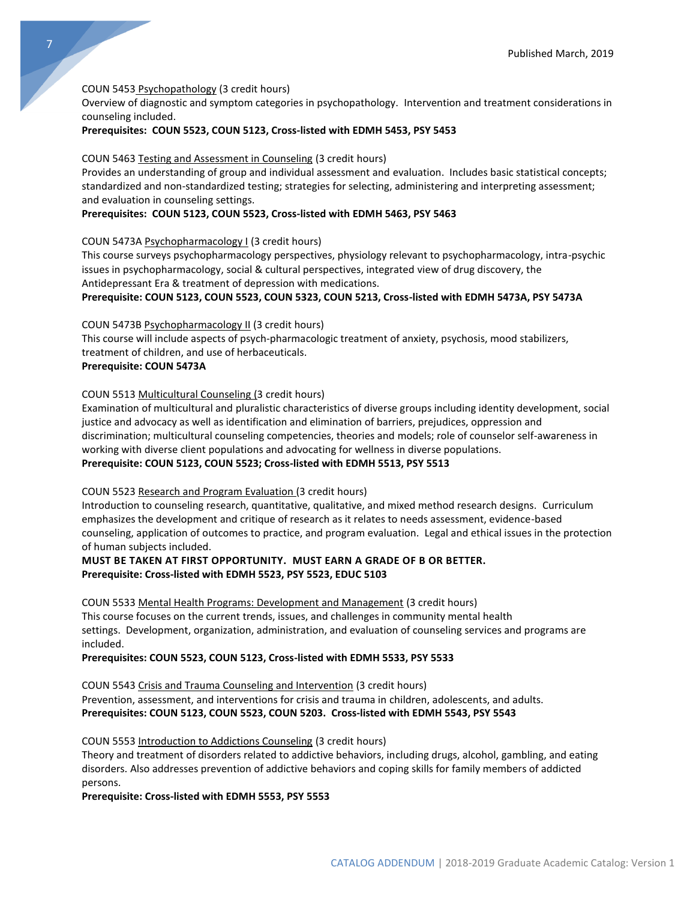COUN 5453 Psychopathology (3 credit hours)
Overview of diagnostic and symptom categories in psychopathology. Intervention and treatment considerations in counseling included.
**Prerequisites: COUN 5523, COUN 5123, Cross-listed with EDMH 5453, PSY 5453**

COUN 5463 Testing and Assessment in Counseling (3 credit hours)
Provides an understanding of group and individual assessment and evaluation. Includes basic statistical concepts; standardized and non-standardized testing; strategies for selecting, administering and interpreting assessment; and evaluation in counseling settings.
**Prerequisites: COUN 5123, COUN 5523, Cross-listed with EDMH 5463, PSY 5463**

COUN 5473A Psychopharmacology I (3 credit hours)
This course surveys psychopharmacology perspectives, physiology relevant to psychopharmacology, intra-psychic issues in psychopharmacology, social & cultural perspectives, integrated view of drug discovery, the Antidepressant Era & treatment of depression with medications.
**Prerequisite: COUN 5123, COUN 5523, COUN 5323, COUN 5213, Cross-listed with EDMH 5473A, PSY 5473A**

COUN 5473B Psychopharmacology II (3 credit hours)
This course will include aspects of psych-pharmacologic treatment of anxiety, psychosis, mood stabilizers, treatment of children, and use of herbaceuticals.
**Prerequisite: COUN 5473A**

COUN 5513 Multicultural Counseling (3 credit hours)
Examination of multicultural and pluralistic characteristics of diverse groups including identity development, social justice and advocacy as well as identification and elimination of barriers, prejudices, oppression and discrimination; multicultural counseling competencies, theories and models; role of counselor self-awareness in working with diverse client populations and advocating for wellness in diverse populations.
**Prerequisite: COUN 5123, COUN 5523; Cross-listed with EDMH 5513, PSY 5513**

COUN 5523 Research and Program Evaluation (3 credit hours)
Introduction to counseling research, quantitative, qualitative, and mixed method research designs. Curriculum emphasizes the development and critique of research as it relates to needs assessment, evidence-based counseling, application of outcomes to practice, and program evaluation. Legal and ethical issues in the protection of human subjects included.
**MUST BE TAKEN AT FIRST OPPORTUNITY. MUST EARN A GRADE OF B OR BETTER.**
**Prerequisite: Cross-listed with EDMH 5523, PSY 5523, EDUC 5103**

COUN 5533 Mental Health Programs: Development and Management (3 credit hours)
This course focuses on the current trends, issues, and challenges in community mental health settings. Development, organization, administration, and evaluation of counseling services and programs are included.
**Prerequisites: COUN 5523, COUN 5123, Cross-listed with EDMH 5533, PSY 5533**

COUN 5543 Crisis and Trauma Counseling and Intervention (3 credit hours)
Prevention, assessment, and interventions for crisis and trauma in children, adolescents, and adults.
**Prerequisites: COUN 5123, COUN 5523, COUN 5203. Cross-listed with EDMH 5543, PSY 5543**

COUN 5553 Introduction to Addictions Counseling (3 credit hours)
Theory and treatment of disorders related to addictive behaviors, including drugs, alcohol, gambling, and eating disorders. Also addresses prevention of addictive behaviors and coping skills for family members of addicted persons.
**Prerequisite: Cross-listed with EDMH 5553, PSY 5553**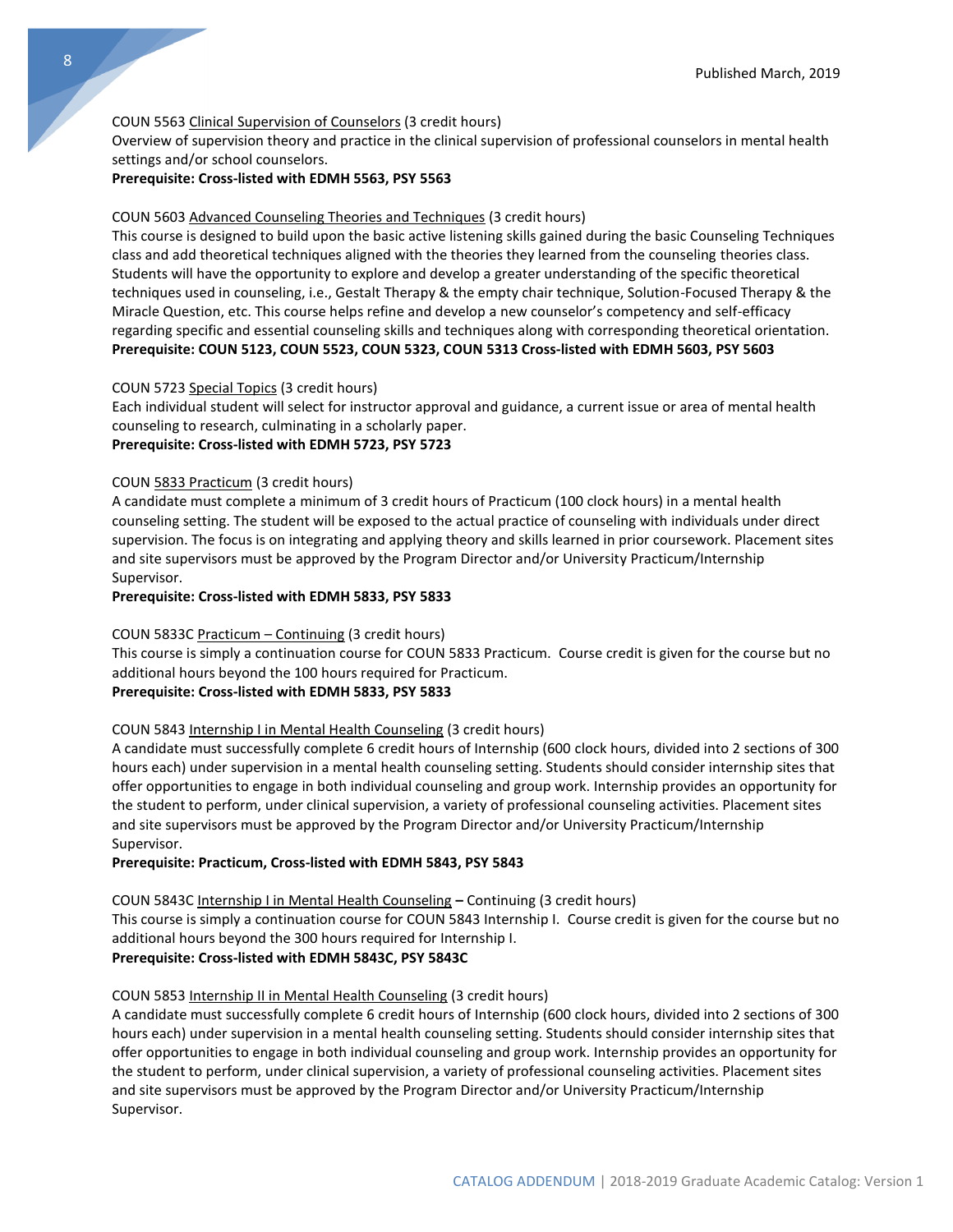COUN 5563 Clinical Supervision of Counselors (3 credit hours)
Overview of supervision theory and practice in the clinical supervision of professional counselors in mental health settings and/or school counselors.
**Prerequisite: Cross-listed with EDMH 5563, PSY 5563**

COUN 5603 Advanced Counseling Theories and Techniques (3 credit hours)
This course is designed to build upon the basic active listening skills gained during the basic Counseling Techniques class and add theoretical techniques aligned with the theories they learned from the counseling theories class. Students will have the opportunity to explore and develop a greater understanding of the specific theoretical techniques used in counseling, i.e., Gestalt Therapy & the empty chair technique, Solution-Focused Therapy & the Miracle Question, etc. This course helps refine and develop a new counselor's competency and self-efficacy regarding specific and essential counseling skills and techniques along with corresponding theoretical orientation.
**Prerequisite: COUN 5123, COUN 5523, COUN 5323, COUN 5313 Cross-listed with EDMH 5603, PSY 5603**

COUN 5723 Special Topics (3 credit hours)
Each individual student will select for instructor approval and guidance, a current issue or area of mental health counseling to research, culminating in a scholarly paper.
**Prerequisite: Cross-listed with EDMH 5723, PSY 5723**

COUN 5833 Practicum (3 credit hours)
A candidate must complete a minimum of 3 credit hours of Practicum (100 clock hours) in a mental health counseling setting. The student will be exposed to the actual practice of counseling with individuals under direct supervision. The focus is on integrating and applying theory and skills learned in prior coursework. Placement sites and site supervisors must be approved by the Program Director and/or University Practicum/Internship Supervisor.
**Prerequisite: Cross-listed with EDMH 5833, PSY 5833**

COUN 5833C Practicum – Continuing (3 credit hours)
This course is simply a continuation course for COUN 5833 Practicum. Course credit is given for the course but no additional hours beyond the 100 hours required for Practicum.
**Prerequisite: Cross-listed with EDMH 5833, PSY 5833**

COUN 5843 Internship I in Mental Health Counseling (3 credit hours)
A candidate must successfully complete 6 credit hours of Internship (600 clock hours, divided into 2 sections of 300 hours each) under supervision in a mental health counseling setting. Students should consider internship sites that offer opportunities to engage in both individual counseling and group work. Internship provides an opportunity for the student to perform, under clinical supervision, a variety of professional counseling activities. Placement sites and site supervisors must be approved by the Program Director and/or University Practicum/Internship Supervisor.
**Prerequisite: Practicum, Cross-listed with EDMH 5843, PSY 5843**

COUN 5843C Internship I in Mental Health Counseling **–** Continuing (3 credit hours)
This course is simply a continuation course for COUN 5843 Internship I. Course credit is given for the course but no additional hours beyond the 300 hours required for Internship I.
**Prerequisite: Cross-listed with EDMH 5843C, PSY 5843C**

COUN 5853 Internship II in Mental Health Counseling (3 credit hours)
A candidate must successfully complete 6 credit hours of Internship (600 clock hours, divided into 2 sections of 300 hours each) under supervision in a mental health counseling setting. Students should consider internship sites that offer opportunities to engage in both individual counseling and group work. Internship provides an opportunity for the student to perform, under clinical supervision, a variety of professional counseling activities. Placement sites and site supervisors must be approved by the Program Director and/or University Practicum/Internship Supervisor.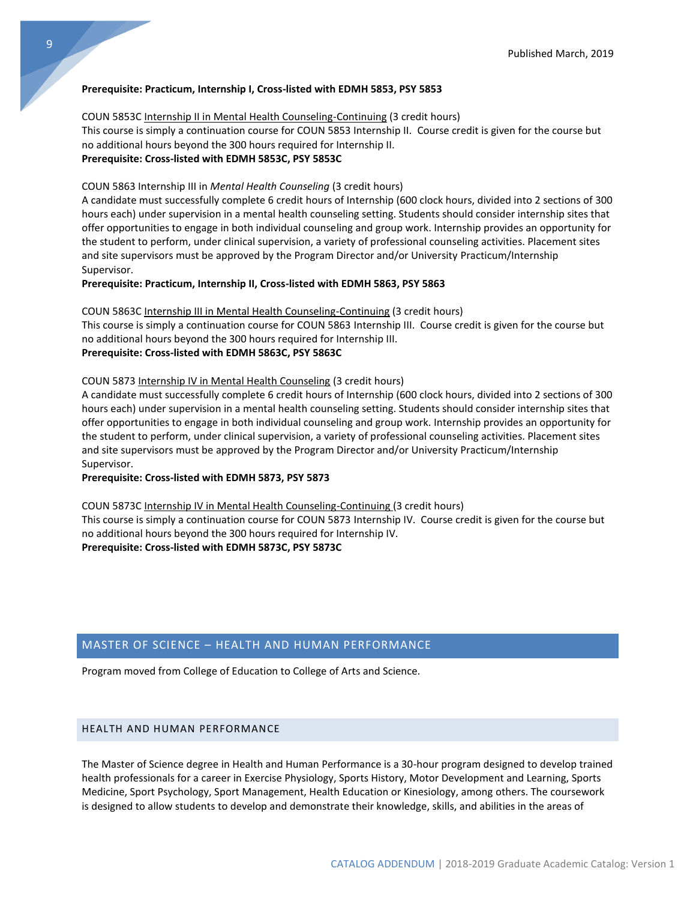**Prerequisite: Practicum, Internship I, Cross-listed with EDMH 5853, PSY 5853**

COUN 5853C Internship II in Mental Health Counseling-Continuing (3 credit hours)
This course is simply a continuation course for COUN 5853 Internship II. Course credit is given for the course but no additional hours beyond the 300 hours required for Internship II.
**Prerequisite: Cross-listed with EDMH 5853C, PSY 5853C**

COUN 5863 Internship III in *Mental Health Counseling* (3 credit hours)
A candidate must successfully complete 6 credit hours of Internship (600 clock hours, divided into 2 sections of 300 hours each) under supervision in a mental health counseling setting. Students should consider internship sites that offer opportunities to engage in both individual counseling and group work. Internship provides an opportunity for the student to perform, under clinical supervision, a variety of professional counseling activities. Placement sites and site supervisors must be approved by the Program Director and/or University Practicum/Internship Supervisor.
**Prerequisite: Practicum, Internship II, Cross-listed with EDMH 5863, PSY 5863**

COUN 5863C Internship III in Mental Health Counseling-Continuing (3 credit hours)
This course is simply a continuation course for COUN 5863 Internship III. Course credit is given for the course but no additional hours beyond the 300 hours required for Internship III.
**Prerequisite: Cross-listed with EDMH 5863C, PSY 5863C**

COUN 5873 Internship IV in Mental Health Counseling (3 credit hours)
A candidate must successfully complete 6 credit hours of Internship (600 clock hours, divided into 2 sections of 300 hours each) under supervision in a mental health counseling setting. Students should consider internship sites that offer opportunities to engage in both individual counseling and group work. Internship provides an opportunity for the student to perform, under clinical supervision, a variety of professional counseling activities. Placement sites and site supervisors must be approved by the Program Director and/or University Practicum/Internship Supervisor.
**Prerequisite: Cross-listed with EDMH 5873, PSY 5873**

COUN 5873C Internship IV in Mental Health Counseling-Continuing (3 credit hours)
This course is simply a continuation course for COUN 5873 Internship IV. Course credit is given for the course but no additional hours beyond the 300 hours required for Internship IV.
**Prerequisite: Cross-listed with EDMH 5873C, PSY 5873C**

## MASTER OF SCIENCE – HEALTH AND HUMAN PERFORMANCE

Program moved from College of Education to College of Arts and Science.

### HEALTH AND HUMAN PERFORMANCE

The Master of Science degree in Health and Human Performance is a 30-hour program designed to develop trained health professionals for a career in Exercise Physiology, Sports History, Motor Development and Learning, Sports Medicine, Sport Psychology, Sport Management, Health Education or Kinesiology, among others. The coursework is designed to allow students to develop and demonstrate their knowledge, skills, and abilities in the areas of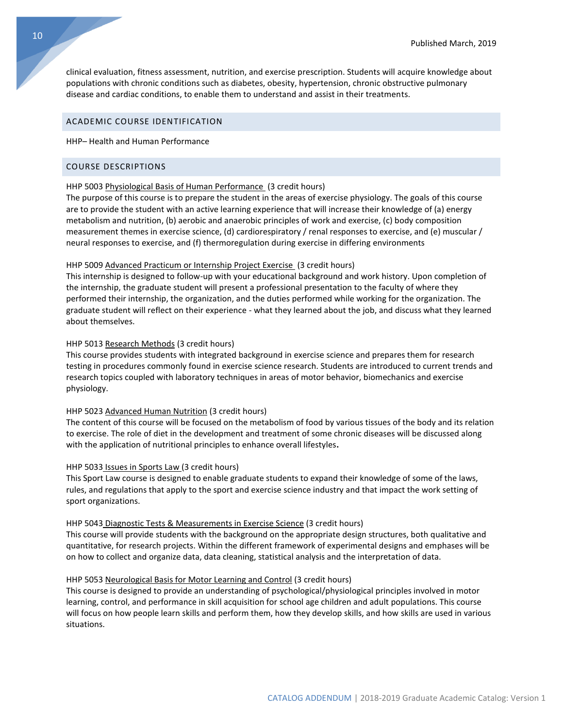clinical evaluation, fitness assessment, nutrition, and exercise prescription. Students will acquire knowledge about populations with chronic conditions such as diabetes, obesity, hypertension, chronic obstructive pulmonary disease and cardiac conditions, to enable them to understand and assist in their treatments.

## ACADEMIC COURSE IDENTIFICATION

HHP– Health and Human Performance

## COURSE DESCRIPTIONS

HHP 5003 Physiological Basis of Human Performance (3 credit hours)
The purpose of this course is to prepare the student in the areas of exercise physiology. The goals of this course are to provide the student with an active learning experience that will increase their knowledge of (a) energy metabolism and nutrition, (b) aerobic and anaerobic principles of work and exercise, (c) body composition measurement themes in exercise science, (d) cardiorespiratory / renal responses to exercise, and (e) muscular / neural responses to exercise, and (f) thermoregulation during exercise in differing environments

HHP 5009 Advanced Practicum or Internship Project Exercise (3 credit hours)
This internship is designed to follow-up with your educational background and work history. Upon completion of the internship, the graduate student will present a professional presentation to the faculty of where they performed their internship, the organization, and the duties performed while working for the organization. The graduate student will reflect on their experience - what they learned about the job, and discuss what they learned about themselves.

HHP 5013 Research Methods (3 credit hours)
This course provides students with integrated background in exercise science and prepares them for research testing in procedures commonly found in exercise science research. Students are introduced to current trends and research topics coupled with laboratory techniques in areas of motor behavior, biomechanics and exercise physiology.

HHP 5023 Advanced Human Nutrition (3 credit hours)
The content of this course will be focused on the metabolism of food by various tissues of the body and its relation to exercise. The role of diet in the development and treatment of some chronic diseases will be discussed along with the application of nutritional principles to enhance overall lifestyles**.**

HHP 5033 Issues in Sports Law (3 credit hours)
This Sport Law course is designed to enable graduate students to expand their knowledge of some of the laws, rules, and regulations that apply to the sport and exercise science industry and that impact the work setting of sport organizations.

HHP 5043 Diagnostic Tests & Measurements in Exercise Science (3 credit hours)
This course will provide students with the background on the appropriate design structures, both qualitative and quantitative, for research projects. Within the different framework of experimental designs and emphases will be on how to collect and organize data, data cleaning, statistical analysis and the interpretation of data.

HHP 5053 Neurological Basis for Motor Learning and Control (3 credit hours)
This course is designed to provide an understanding of psychological/physiological principles involved in motor learning, control, and performance in skill acquisition for school age children and adult populations. This course will focus on how people learn skills and perform them, how they develop skills, and how skills are used in various situations.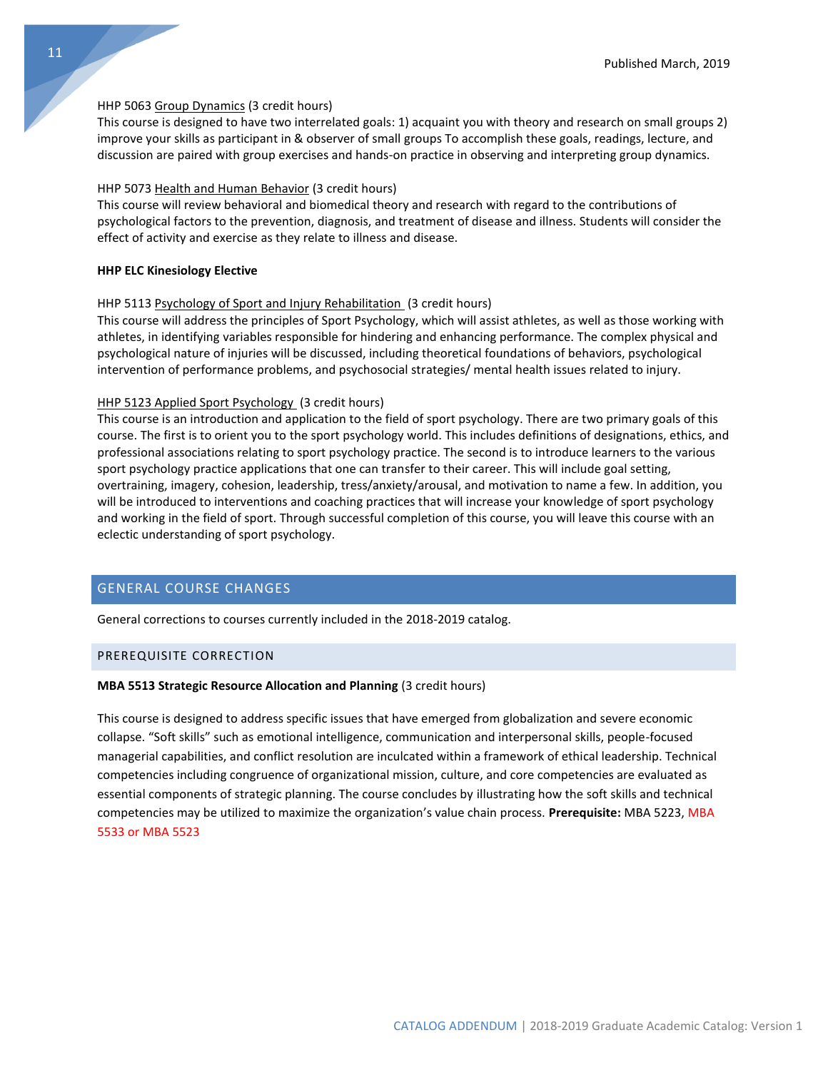HHP 5063 Group Dynamics (3 credit hours)
This course is designed to have two interrelated goals: 1) acquaint you with theory and research on small groups 2) improve your skills as participant in & observer of small groups To accomplish these goals, readings, lecture, and discussion are paired with group exercises and hands-on practice in observing and interpreting group dynamics.

HHP 5073 Health and Human Behavior (3 credit hours)
This course will review behavioral and biomedical theory and research with regard to the contributions of psychological factors to the prevention, diagnosis, and treatment of disease and illness. Students will consider the effect of activity and exercise as they relate to illness and disease.

**HHP ELC Kinesiology Elective**

HHP 5113 Psychology of Sport and Injury Rehabilitation (3 credit hours)
This course will address the principles of Sport Psychology, which will assist athletes, as well as those working with athletes, in identifying variables responsible for hindering and enhancing performance. The complex physical and psychological nature of injuries will be discussed, including theoretical foundations of behaviors, psychological intervention of performance problems, and psychosocial strategies/ mental health issues related to injury.

HHP 5123 Applied Sport Psychology (3 credit hours)
This course is an introduction and application to the field of sport psychology. There are two primary goals of this course. The first is to orient you to the sport psychology world. This includes definitions of designations, ethics, and professional associations relating to sport psychology practice. The second is to introduce learners to the various sport psychology practice applications that one can transfer to their career. This will include goal setting, overtraining, imagery, cohesion, leadership, tress/anxiety/arousal, and motivation to name a few. In addition, you will be introduced to interventions and coaching practices that will increase your knowledge of sport psychology and working in the field of sport. Through successful completion of this course, you will leave this course with an eclectic understanding of sport psychology.

## GENERAL COURSE CHANGES

General corrections to courses currently included in the 2018-2019 catalog.

### PREREQUISITE CORRECTION

**MBA 5513 Strategic Resource Allocation and Planning** (3 credit hours)

This course is designed to address specific issues that have emerged from globalization and severe economic collapse. "Soft skills" such as emotional intelligence, communication and interpersonal skills, people-focused managerial capabilities, and conflict resolution are inculcated within a framework of ethical leadership. Technical competencies including congruence of organizational mission, culture, and core competencies are evaluated as essential components of strategic planning. The course concludes by illustrating how the soft skills and technical competencies may be utilized to maximize the organization's value chain process. **Prerequisite:** MBA 5223, MBA 5533 or MBA 5523